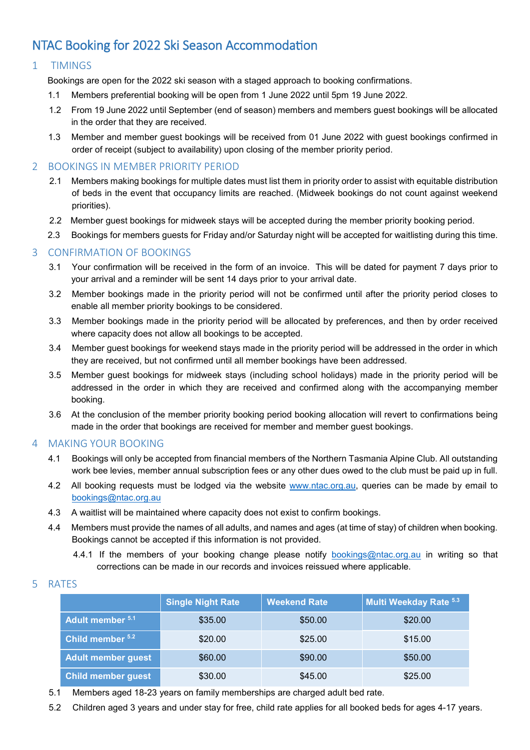# NTAC Booking for 2022 Ski Season Accommodation

## 1 TIMINGS

Bookings are open for the 2022 ski season with a staged approach to booking confirmations.

1.1 Members preferential booking will be open from 1 June 2022 until 5pm 19 June 2022.

1.2 From 19 June 2022 until September (end of season) members and members guest bookings will be allocated in the order that they are received.

1.3 Member and member guest bookings will be received from 01 June 2022 with guest bookings confirmed in order of receipt (subject to availability) upon closing of the member priority period.

## 2 BOOKINGS IN MEMBER PRIORITY PERIOD

2.1 Members making bookings for multiple dates must list them in priority order to assist with equitable distribution of beds in the event that occupancy limits are reached. (Midweek bookings do not count against weekend priorities).

2.2 Member guest bookings for midweek stays will be accepted during the member priority booking period.

2.3 Bookings for members guests for Friday and/or Saturday night will be accepted for waitlisting during this time.

## 3 CONFIRMATION OF BOOKINGS

3.1 Your confirmation will be received in the form of an invoice. This will be dated for payment 7 days prior to your arrival and a reminder will be sent 14 days prior to your arrival date.

3.2 Member bookings made in the priority period will not be confirmed until after the priority period closes to enable all member priority bookings to be considered.

3.3 Member bookings made in the priority period will be allocated by preferences, and then by order received where capacity does not allow all bookings to be accepted.

3.4 Member guest bookings for weekend stays made in the priority period will be addressed in the order in which they are received, but not confirmed until all member bookings have been addressed.

3.5 Member guest bookings for midweek stays (including school holidays) made in the priority period will be addressed in the order in which they are received and confirmed along with the accompanying member booking.

3.6 At the conclusion of the member priority booking period booking allocation will revert to confirmations being made in the order that bookings are received for member and member guest bookings.

## 4 MAKING YOUR BOOKING

4.1 Bookings will only be accepted from financial members of the Northern Tasmania Alpine Club. All outstanding work bee levies, member annual subscription fees or any other dues owed to the club must be paid up in full.

4.2 All booking requests must be lodged via the website www.ntac.org.au, queries can be made by email to bookings@ntac.org.au

4.3 A waitlist will be maintained where capacity does not exist to confirm bookings.

4.4 Members must provide the names of all adults, and names and ages (at time of stay) of children when booking. Bookings cannot be accepted if this information is not provided.

4.4.1 If the members of your booking change please notify bookings@ntac.org.au in writing so that corrections can be made in our records and invoices reissued where applicable.

## 5 RATES

| | Single Night Rate | Weekend Rate | Multi Weekday Rate [5.3] |
|---|---|---|---|
| **Adult member [5.1]** | $35.00 | $50.00 | $20.00 |
| **Child member [5.2]** | $20.00 | $25.00 | $15.00 |
| **Adult member guest** | $60.00 | $90.00 | $50.00 |
| **Child member guest** | $30.00 | $45.00 | $25.00 |

5.1 Members aged 18-23 years on family memberships are charged adult bed rate.

5.2 Children aged 3 years and under stay for free, child rate applies for all booked beds for ages 4-17 years.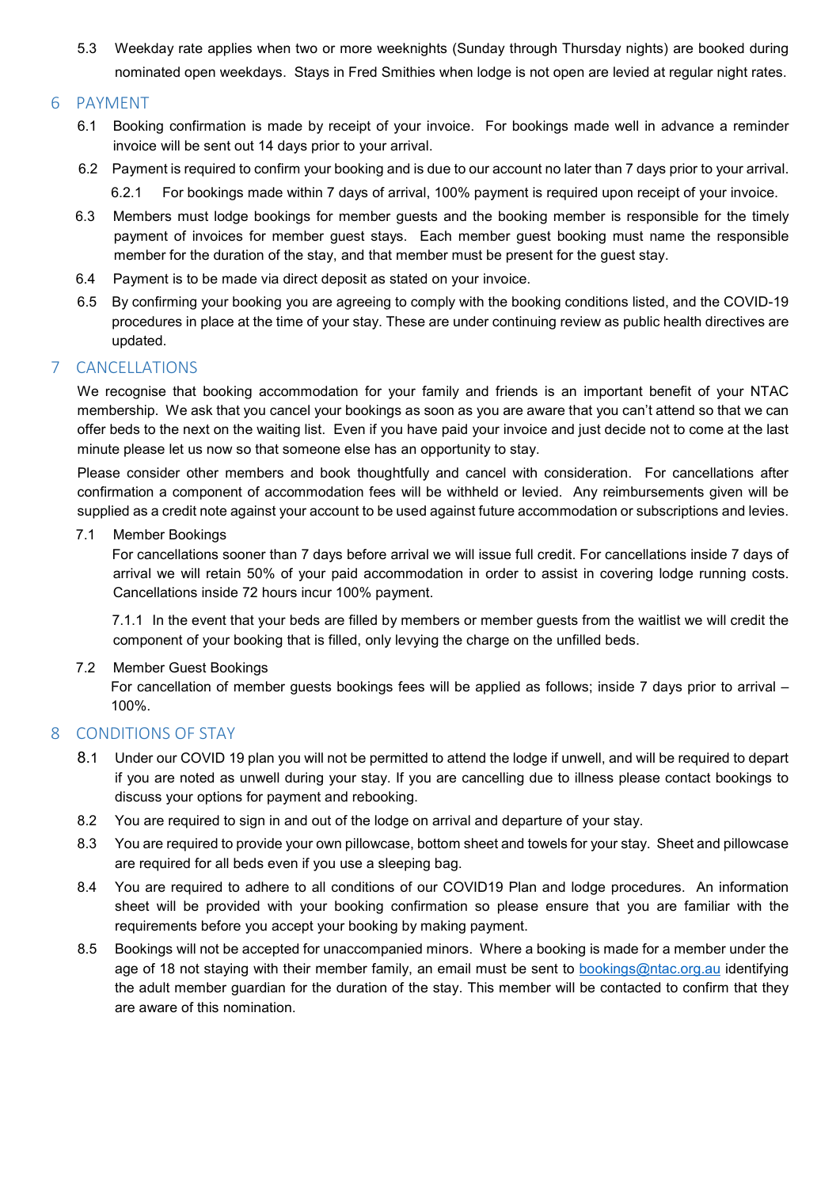5.3 Weekday rate applies when two or more weeknights (Sunday through Thursday nights) are booked during nominated open weekdays. Stays in Fred Smithies when lodge is not open are levied at regular night rates.

## 6 PAYMENT

6.1 Booking confirmation is made by receipt of your invoice. For bookings made well in advance a reminder invoice will be sent out 14 days prior to your arrival.

6.2 Payment is required to confirm your booking and is due to our account no later than 7 days prior to your arrival.

6.2.1 For bookings made within 7 days of arrival, 100% payment is required upon receipt of your invoice.

6.3 Members must lodge bookings for member guests and the booking member is responsible for the timely payment of invoices for member guest stays. Each member guest booking must name the responsible member for the duration of the stay, and that member must be present for the guest stay.

6.4 Payment is to be made via direct deposit as stated on your invoice.

6.5 By confirming your booking you are agreeing to comply with the booking conditions listed, and the COVID-19 procedures in place at the time of your stay. These are under continuing review as public health directives are updated.

## 7 CANCELLATIONS

We recognise that booking accommodation for your family and friends is an important benefit of your NTAC membership. We ask that you cancel your bookings as soon as you are aware that you can't attend so that we can offer beds to the next on the waiting list. Even if you have paid your invoice and just decide not to come at the last minute please let us now so that someone else has an opportunity to stay.

Please consider other members and book thoughtfully and cancel with consideration. For cancellations after confirmation a component of accommodation fees will be withheld or levied. Any reimbursements given will be supplied as a credit note against your account to be used against future accommodation or subscriptions and levies.

7.1 Member Bookings

For cancellations sooner than 7 days before arrival we will issue full credit. For cancellations inside 7 days of arrival we will retain 50% of your paid accommodation in order to assist in covering lodge running costs. Cancellations inside 72 hours incur 100% payment.

7.1.1 In the event that your beds are filled by members or member guests from the waitlist we will credit the component of your booking that is filled, only levying the charge on the unfilled beds.

7.2 Member Guest Bookings

For cancellation of member guests bookings fees will be applied as follows; inside 7 days prior to arrival – 100%.

## 8 CONDITIONS OF STAY

8.1 Under our COVID 19 plan you will not be permitted to attend the lodge if unwell, and will be required to depart if you are noted as unwell during your stay. If you are cancelling due to illness please contact bookings to discuss your options for payment and rebooking.

8.2 You are required to sign in and out of the lodge on arrival and departure of your stay.

8.3 You are required to provide your own pillowcase, bottom sheet and towels for your stay. Sheet and pillowcase are required for all beds even if you use a sleeping bag.

8.4 You are required to adhere to all conditions of our COVID19 Plan and lodge procedures. An information sheet will be provided with your booking confirmation so please ensure that you are familiar with the requirements before you accept your booking by making payment.

8.5 Bookings will not be accepted for unaccompanied minors. Where a booking is made for a member under the age of 18 not staying with their member family, an email must be sent to bookings@ntac.org.au identifying the adult member guardian for the duration of the stay. This member will be contacted to confirm that they are aware of this nomination.